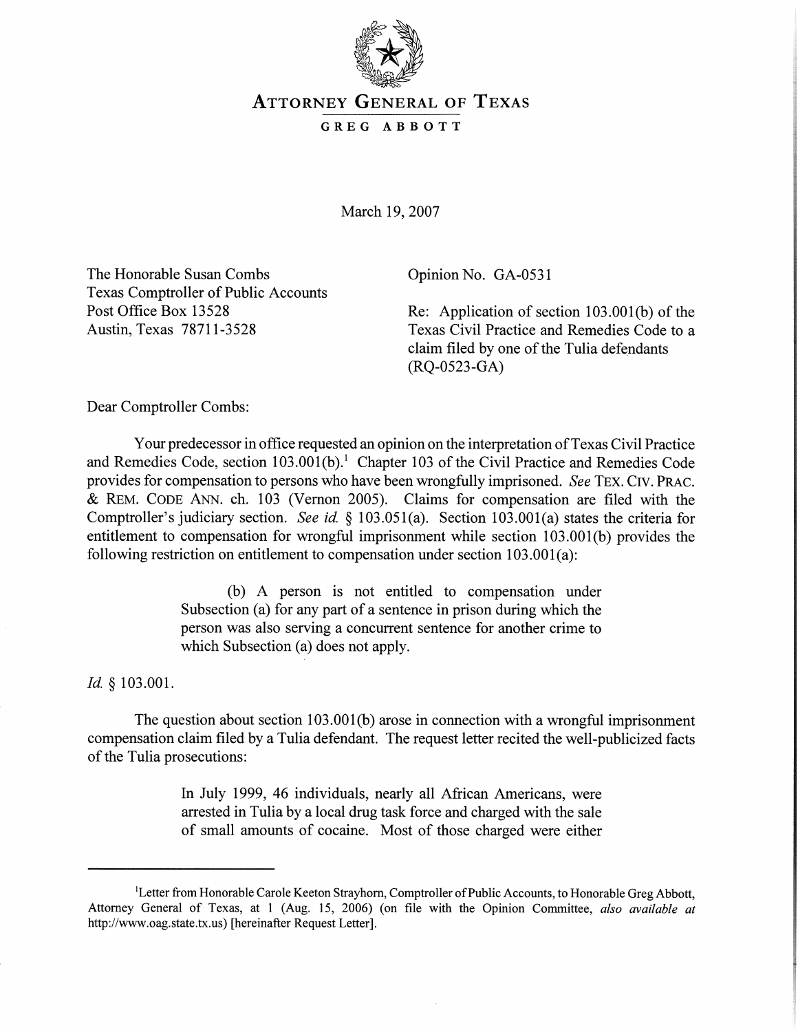# ATTORNEY GENERAL OF TEXAS

## GREG ABBOTT

March 19, 2007

The Honorable Susan Combs
Texas Comptroller of Public Accounts
Post Office Box 13528
Austin, Texas 78711-3528

Opinion No. GA-0531

Re: Application of section 103.001(b) of the Texas Civil Practice and Remedies Code to a claim filed by one of the Tulia defendants (RQ-0523-GA)

Dear Comptroller Combs:

Your predecessor in office requested an opinion on the interpretation of Texas Civil Practice and Remedies Code, section 103.001(b).[1] Chapter 103 of the Civil Practice and Remedies Code provides for compensation to persons who have been wrongfully imprisoned. *See* TEX. CIV. PRAC. & REM. CODE ANN. ch. 103 (Vernon 2005). Claims for compensation are filed with the Comptroller's judiciary section. *See id.* § 103.051(a). Section 103.001(a) states the criteria for entitlement to compensation for wrongful imprisonment while section 103.001(b) provides the following restriction on entitlement to compensation under section 103.001(a):

> (b) A person is not entitled to compensation under Subsection (a) for any part of a sentence in prison during which the person was also serving a concurrent sentence for another crime to which Subsection (a) does not apply.

*Id.* § 103.001.

The question about section 103.001(b) arose in connection with a wrongful imprisonment compensation claim filed by a Tulia defendant. The request letter recited the well-publicized facts of the Tulia prosecutions:

> In July 1999, 46 individuals, nearly all African Americans, were arrested in Tulia by a local drug task force and charged with the sale of small amounts of cocaine. Most of those charged were either

---

[1]Letter from Honorable Carole Keeton Strayhorn, Comptroller of Public Accounts, to Honorable Greg Abbott, Attorney General of Texas, at 1 (Aug. 15, 2006) (on file with the Opinion Committee, *also available at* http://www.oag.state.tx.us) [hereinafter Request Letter].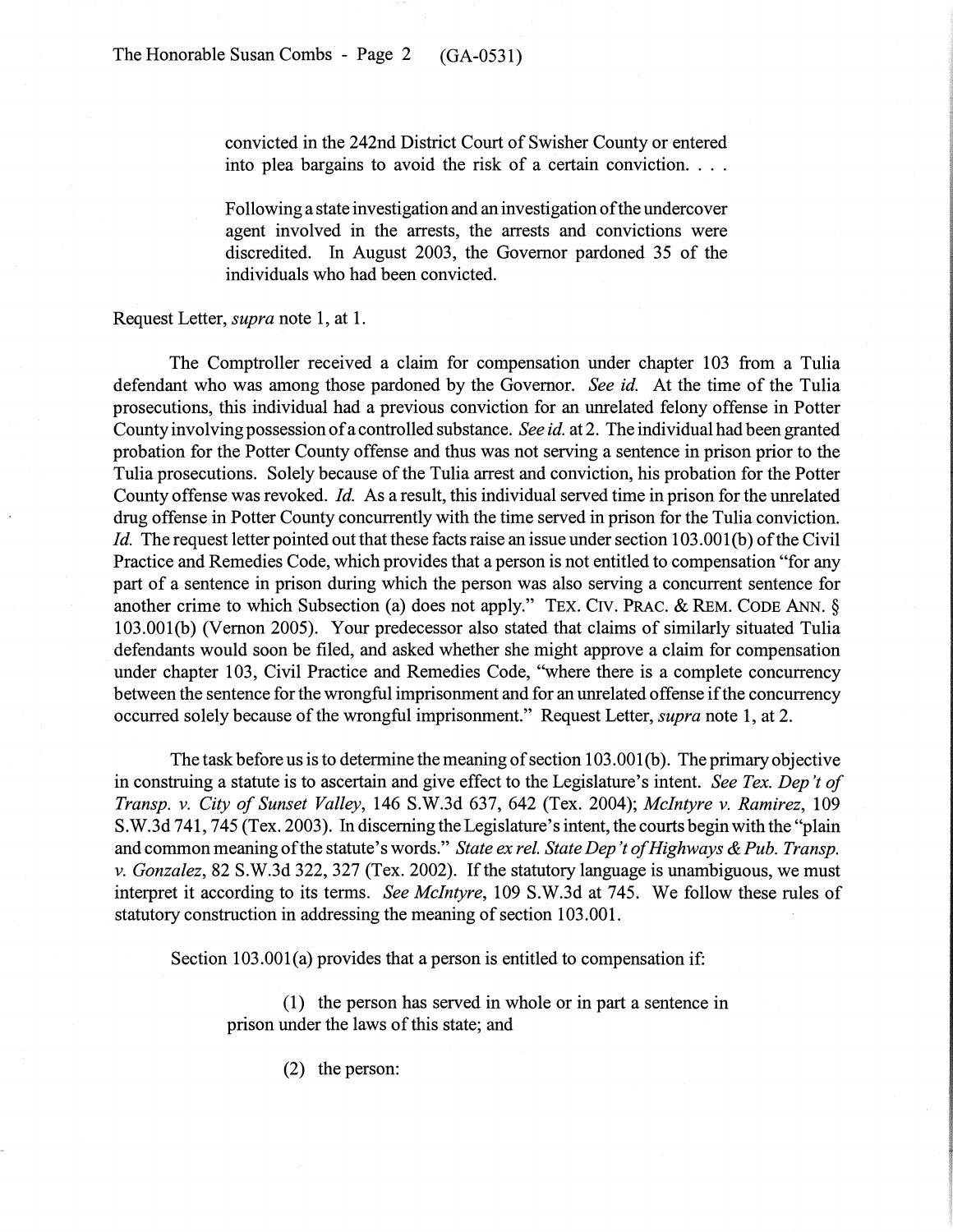> convicted in the 242nd District Court of Swisher County or entered into plea bargains to avoid the risk of a certain conviction. . . .
>
> Following a state investigation and an investigation of the undercover agent involved in the arrests, the arrests and convictions were discredited. In August 2003, the Governor pardoned 35 of the individuals who had been convicted.

Request Letter, *supra* note 1, at 1.

The Comptroller received a claim for compensation under chapter 103 from a Tulia defendant who was among those pardoned by the Governor. *See id.* At the time of the Tulia prosecutions, this individual had a previous conviction for an unrelated felony offense in Potter County involving possession of a controlled substance. *See id.* at 2. The individual had been granted probation for the Potter County offense and thus was not serving a sentence in prison prior to the Tulia prosecutions. Solely because of the Tulia arrest and conviction, his probation for the Potter County offense was revoked. *Id.* As a result, this individual served time in prison for the unrelated drug offense in Potter County concurrently with the time served in prison for the Tulia conviction. *Id.* The request letter pointed out that these facts raise an issue under section 103.001(b) of the Civil Practice and Remedies Code, which provides that a person is not entitled to compensation "for any part of a sentence in prison during which the person was also serving a concurrent sentence for another crime to which Subsection (a) does not apply." TEX. CIV. PRAC. & REM. CODE ANN. § 103.001(b) (Vernon 2005). Your predecessor also stated that claims of similarly situated Tulia defendants would soon be filed, and asked whether she might approve a claim for compensation under chapter 103, Civil Practice and Remedies Code, "where there is a complete concurrency between the sentence for the wrongful imprisonment and for an unrelated offense if the concurrency occurred solely because of the wrongful imprisonment." Request Letter, *supra* note 1, at 2.

The task before us is to determine the meaning of section 103.001(b). The primary objective in construing a statute is to ascertain and give effect to the Legislature's intent. *See Tex. Dep't of Transp. v. City of Sunset Valley*, 146 S.W.3d 637, 642 (Tex. 2004); *McIntyre v. Ramirez*, 109 S.W.3d 741, 745 (Tex. 2003). In discerning the Legislature's intent, the courts begin with the "plain and common meaning of the statute's words." *State ex rel. State Dep't of Highways & Pub. Transp. v. Gonzalez*, 82 S.W.3d 322, 327 (Tex. 2002). If the statutory language is unambiguous, we must interpret it according to its terms. *See McIntyre*, 109 S.W.3d at 745. We follow these rules of statutory construction in addressing the meaning of section 103.001.

Section 103.001(a) provides that a person is entitled to compensation if:

> (1) the person has served in whole or in part a sentence in prison under the laws of this state; and
>
> (2) the person: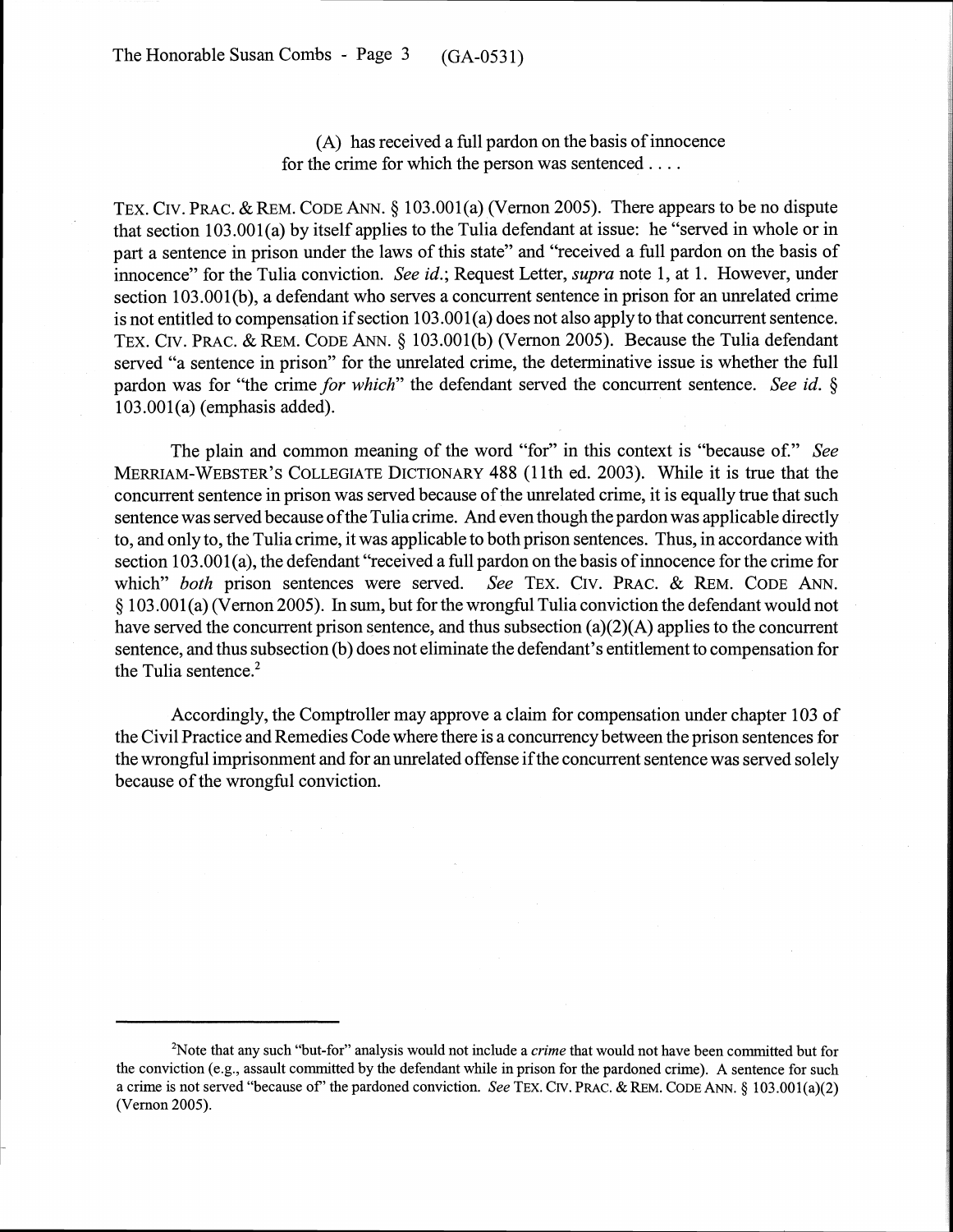(A) has received a full pardon on the basis of innocence for the crime for which the person was sentenced . . . .

TEX. CIV. PRAC. & REM. CODE ANN. § 103.001(a) (Vernon 2005). There appears to be no dispute that section 103.001(a) by itself applies to the Tulia defendant at issue: he "served in whole or in part a sentence in prison under the laws of this state" and "received a full pardon on the basis of innocence" for the Tulia conviction. *See id.*; Request Letter, *supra* note 1, at 1. However, under section 103.001(b), a defendant who serves a concurrent sentence in prison for an unrelated crime is not entitled to compensation if section 103.001(a) does not also apply to that concurrent sentence. TEX. CIV. PRAC. & REM. CODE ANN. § 103.001(b) (Vernon 2005). Because the Tulia defendant served "a sentence in prison" for the unrelated crime, the determinative issue is whether the full pardon was for "the crime *for which*" the defendant served the concurrent sentence. *See id.* § 103.001(a) (emphasis added).

The plain and common meaning of the word "for" in this context is "because of." *See* MERRIAM-WEBSTER'S COLLEGIATE DICTIONARY 488 (11th ed. 2003). While it is true that the concurrent sentence in prison was served because of the unrelated crime, it is equally true that such sentence was served because of the Tulia crime. And even though the pardon was applicable directly to, and only to, the Tulia crime, it was applicable to both prison sentences. Thus, in accordance with section 103.001(a), the defendant "received a full pardon on the basis of innocence for the crime for which" *both* prison sentences were served. *See* TEX. CIV. PRAC. & REM. CODE ANN. § 103.001(a) (Vernon 2005). In sum, but for the wrongful Tulia conviction the defendant would not have served the concurrent prison sentence, and thus subsection (a)(2)(A) applies to the concurrent sentence, and thus subsection (b) does not eliminate the defendant's entitlement to compensation for the Tulia sentence.[2]

Accordingly, the Comptroller may approve a claim for compensation under chapter 103 of the Civil Practice and Remedies Code where there is a concurrency between the prison sentences for the wrongful imprisonment and for an unrelated offense if the concurrent sentence was served solely because of the wrongful conviction.

---

[2]Note that any such "but-for" analysis would not include a *crime* that would not have been committed but for the conviction (e.g., assault committed by the defendant while in prison for the pardoned crime). A sentence for such a crime is not served "because of" the pardoned conviction. *See* TEX. CIV. PRAC. & REM. CODE ANN. § 103.001(a)(2) (Vernon 2005).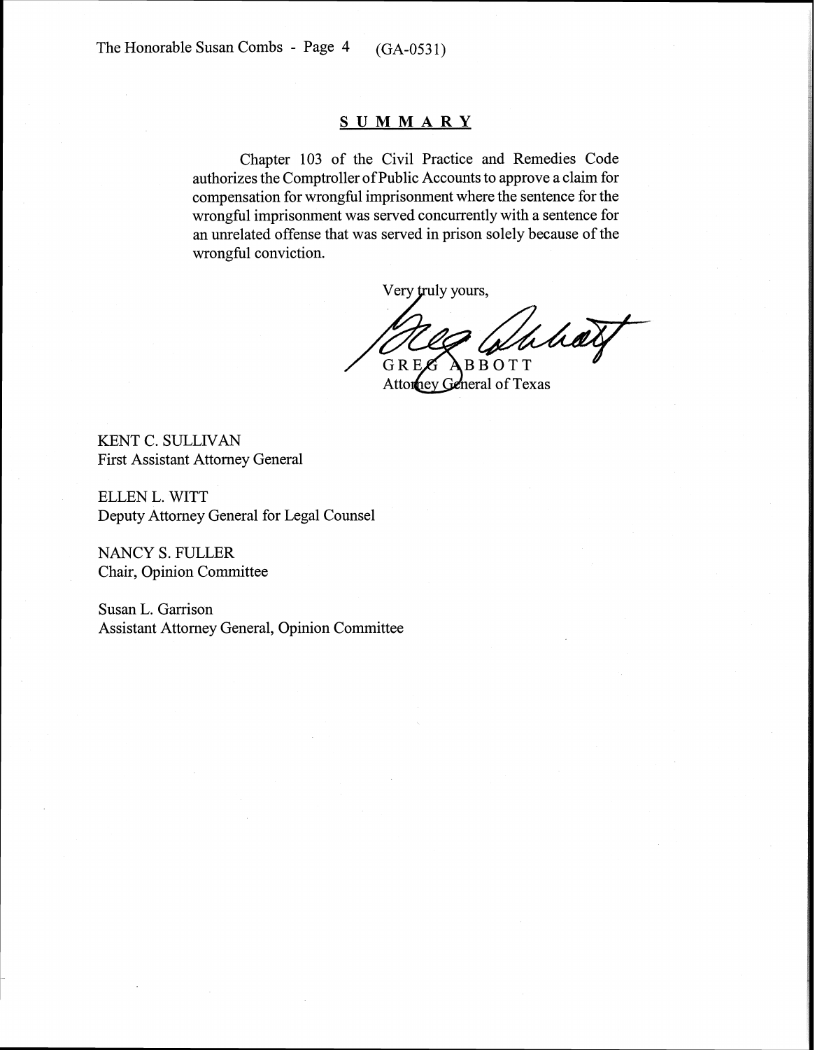## SUMMARY

Chapter 103 of the Civil Practice and Remedies Code authorizes the Comptroller of Public Accounts to approve a claim for compensation for wrongful imprisonment where the sentence for the wrongful imprisonment was served concurrently with a sentence for an unrelated offense that was served in prison solely because of the wrongful conviction.

Very truly yours,

GREG ABBOTT
Attorney General of Texas

KENT C. SULLIVAN
First Assistant Attorney General

ELLEN L. WITT
Deputy Attorney General for Legal Counsel

NANCY S. FULLER
Chair, Opinion Committee

Susan L. Garrison
Assistant Attorney General, Opinion Committee